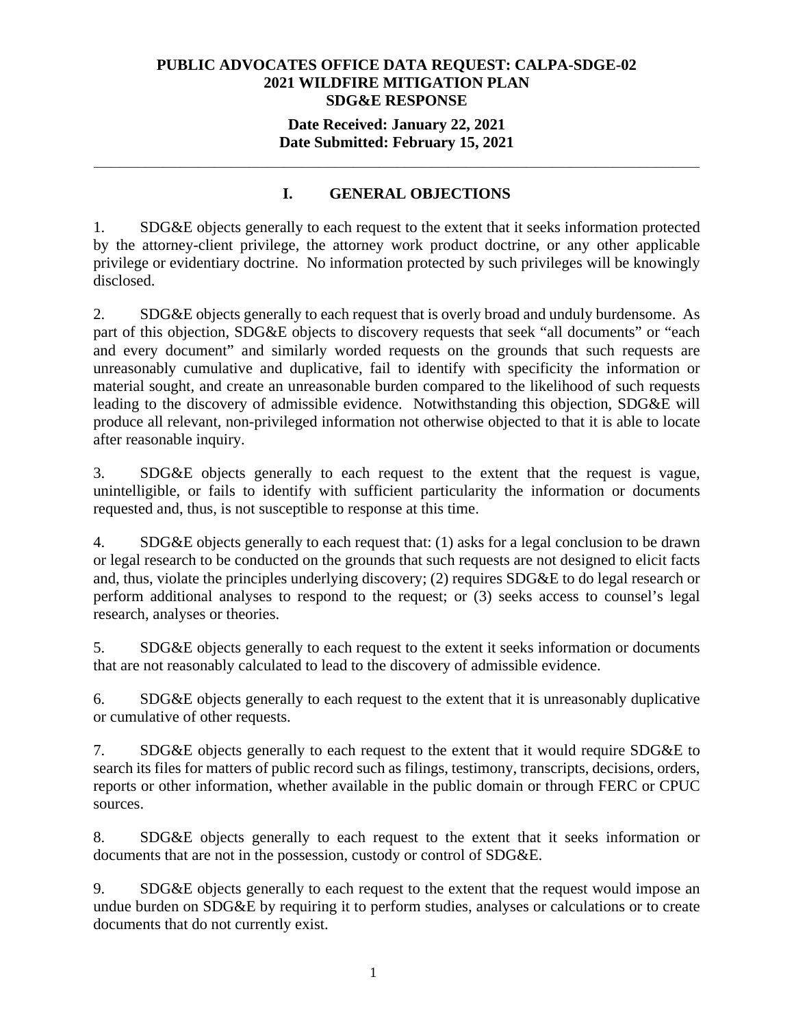**PUBLIC ADVOCATES OFFICE DATA REQUEST: CALPA-SDGE-02**
**2021 WILDFIRE MITIGATION PLAN**
**SDG&E RESPONSE**

**Date Received: January 22, 2021**
**Date Submitted: February 15, 2021**

---

## I. GENERAL OBJECTIONS

1. SDG&E objects generally to each request to the extent that it seeks information protected by the attorney-client privilege, the attorney work product doctrine, or any other applicable privilege or evidentiary doctrine. No information protected by such privileges will be knowingly disclosed.

2. SDG&E objects generally to each request that is overly broad and unduly burdensome. As part of this objection, SDG&E objects to discovery requests that seek "all documents" or "each and every document" and similarly worded requests on the grounds that such requests are unreasonably cumulative and duplicative, fail to identify with specificity the information or material sought, and create an unreasonable burden compared to the likelihood of such requests leading to the discovery of admissible evidence. Notwithstanding this objection, SDG&E will produce all relevant, non-privileged information not otherwise objected to that it is able to locate after reasonable inquiry.

3. SDG&E objects generally to each request to the extent that the request is vague, unintelligible, or fails to identify with sufficient particularity the information or documents requested and, thus, is not susceptible to response at this time.

4. SDG&E objects generally to each request that: (1) asks for a legal conclusion to be drawn or legal research to be conducted on the grounds that such requests are not designed to elicit facts and, thus, violate the principles underlying discovery; (2) requires SDG&E to do legal research or perform additional analyses to respond to the request; or (3) seeks access to counsel's legal research, analyses or theories.

5. SDG&E objects generally to each request to the extent it seeks information or documents that are not reasonably calculated to lead to the discovery of admissible evidence.

6. SDG&E objects generally to each request to the extent that it is unreasonably duplicative or cumulative of other requests.

7. SDG&E objects generally to each request to the extent that it would require SDG&E to search its files for matters of public record such as filings, testimony, transcripts, decisions, orders, reports or other information, whether available in the public domain or through FERC or CPUC sources.

8. SDG&E objects generally to each request to the extent that it seeks information or documents that are not in the possession, custody or control of SDG&E.

9. SDG&E objects generally to each request to the extent that the request would impose an undue burden on SDG&E by requiring it to perform studies, analyses or calculations or to create documents that do not currently exist.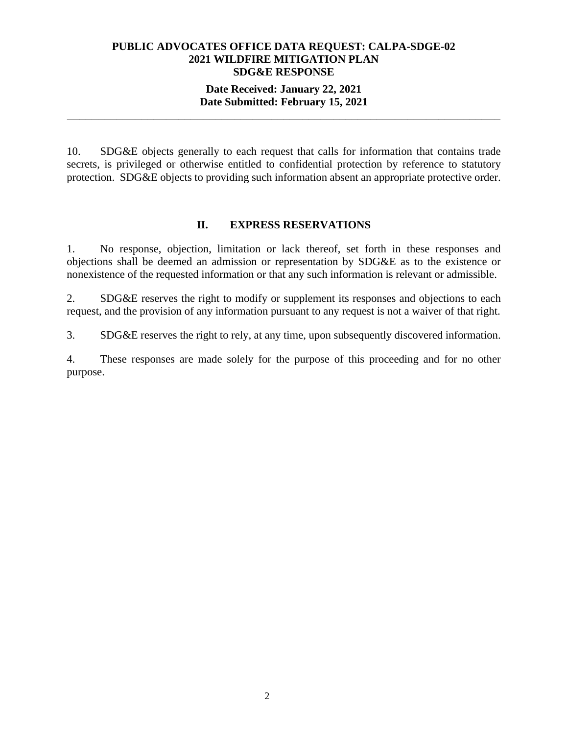10. SDG&E objects generally to each request that calls for information that contains trade secrets, is privileged or otherwise entitled to confidential protection by reference to statutory protection. SDG&E objects to providing such information absent an appropriate protective order.

## II. EXPRESS RESERVATIONS

1. No response, objection, limitation or lack thereof, set forth in these responses and objections shall be deemed an admission or representation by SDG&E as to the existence or nonexistence of the requested information or that any such information is relevant or admissible.

2. SDG&E reserves the right to modify or supplement its responses and objections to each request, and the provision of any information pursuant to any request is not a waiver of that right.

3. SDG&E reserves the right to rely, at any time, upon subsequently discovered information.

4. These responses are made solely for the purpose of this proceeding and for no other purpose.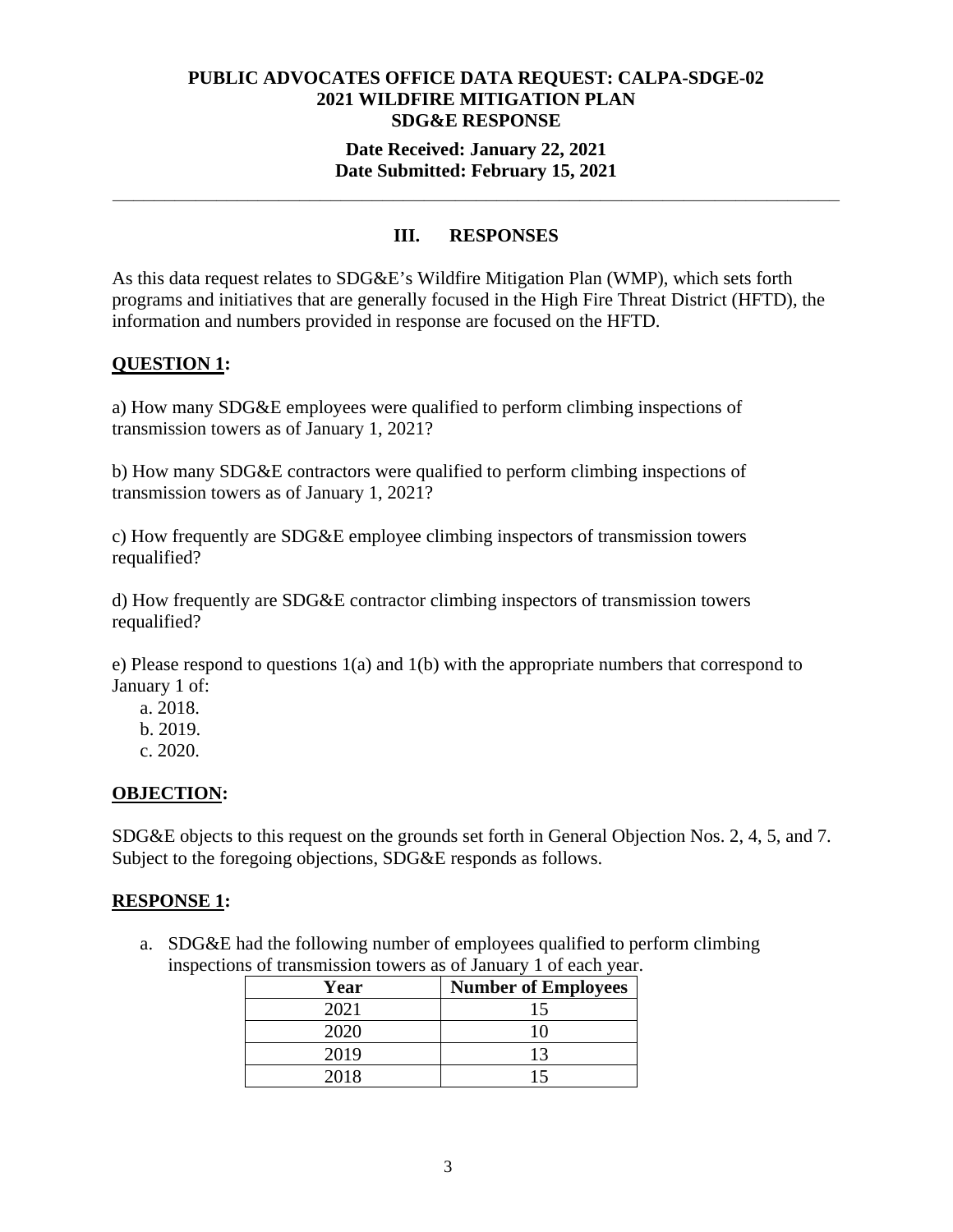**PUBLIC ADVOCATES OFFICE DATA REQUEST: CALPA-SDGE-02**
**2021 WILDFIRE MITIGATION PLAN**
**SDG&E RESPONSE**

**Date Received: January 22, 2021**
**Date Submitted: February 15, 2021**

---

## III. RESPONSES

As this data request relates to SDG&E's Wildfire Mitigation Plan (WMP), which sets forth programs and initiatives that are generally focused in the High Fire Threat District (HFTD), the information and numbers provided in response are focused on the HFTD.

**QUESTION 1:**

a) How many SDG&E employees were qualified to perform climbing inspections of transmission towers as of January 1, 2021?

b) How many SDG&E contractors were qualified to perform climbing inspections of transmission towers as of January 1, 2021?

c) How frequently are SDG&E employee climbing inspectors of transmission towers requalified?

d) How frequently are SDG&E contractor climbing inspectors of transmission towers requalified?

e) Please respond to questions 1(a) and 1(b) with the appropriate numbers that correspond to January 1 of:

a. 2018.
b. 2019.
c. 2020.

**OBJECTION:**

SDG&E objects to this request on the grounds set forth in General Objection Nos. 2, 4, 5, and 7. Subject to the foregoing objections, SDG&E responds as follows.

**RESPONSE 1:**

a. SDG&E had the following number of employees qualified to perform climbing inspections of transmission towers as of January 1 of each year.

| Year | Number of Employees |
|---|---|
| 2021 | 15 |
| 2020 | 10 |
| 2019 | 13 |
| 2018 | 15 |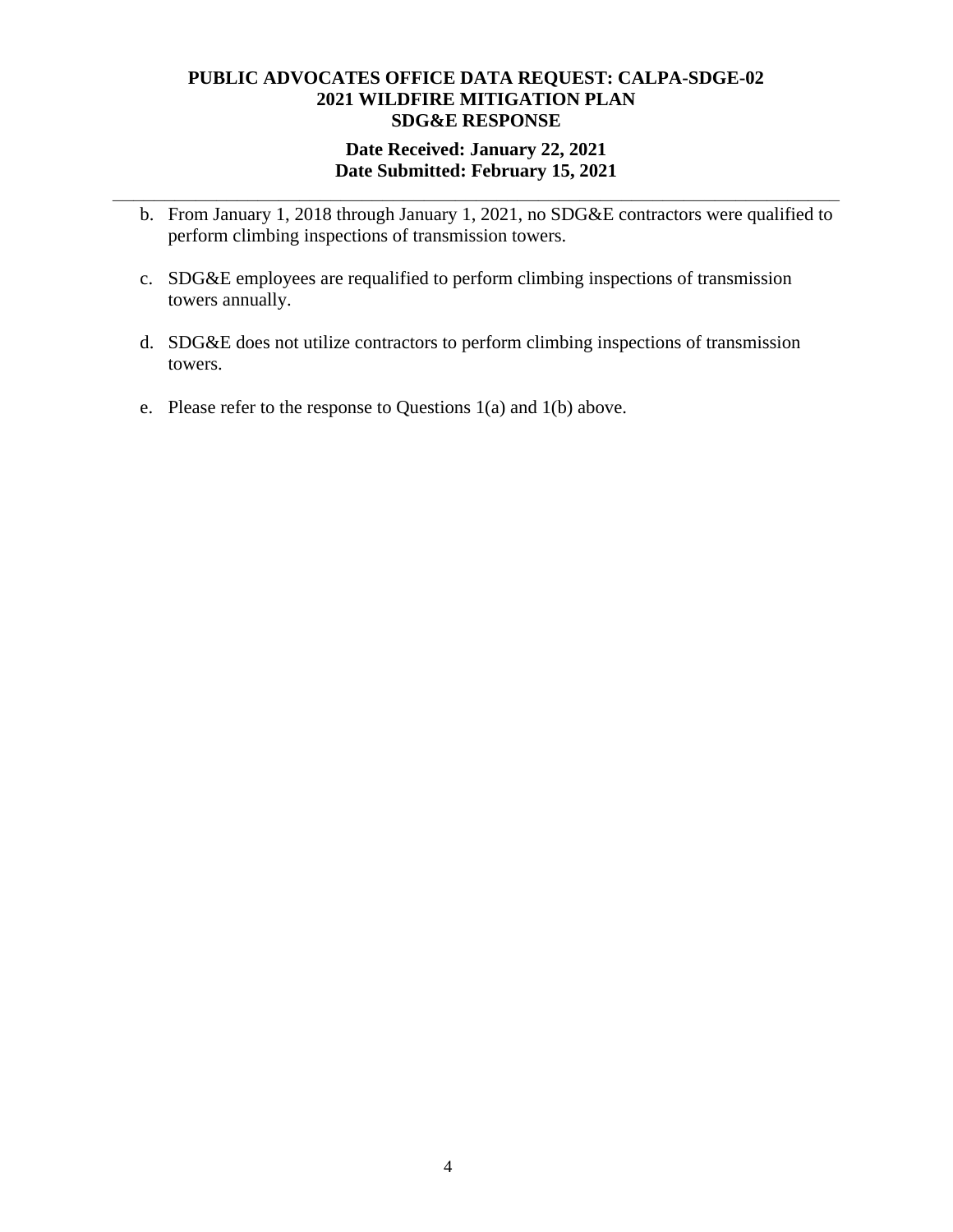b. From January 1, 2018 through January 1, 2021, no SDG&E contractors were qualified to perform climbing inspections of transmission towers.

c. SDG&E employees are requalified to perform climbing inspections of transmission towers annually.

d. SDG&E does not utilize contractors to perform climbing inspections of transmission towers.

e. Please refer to the response to Questions 1(a) and 1(b) above.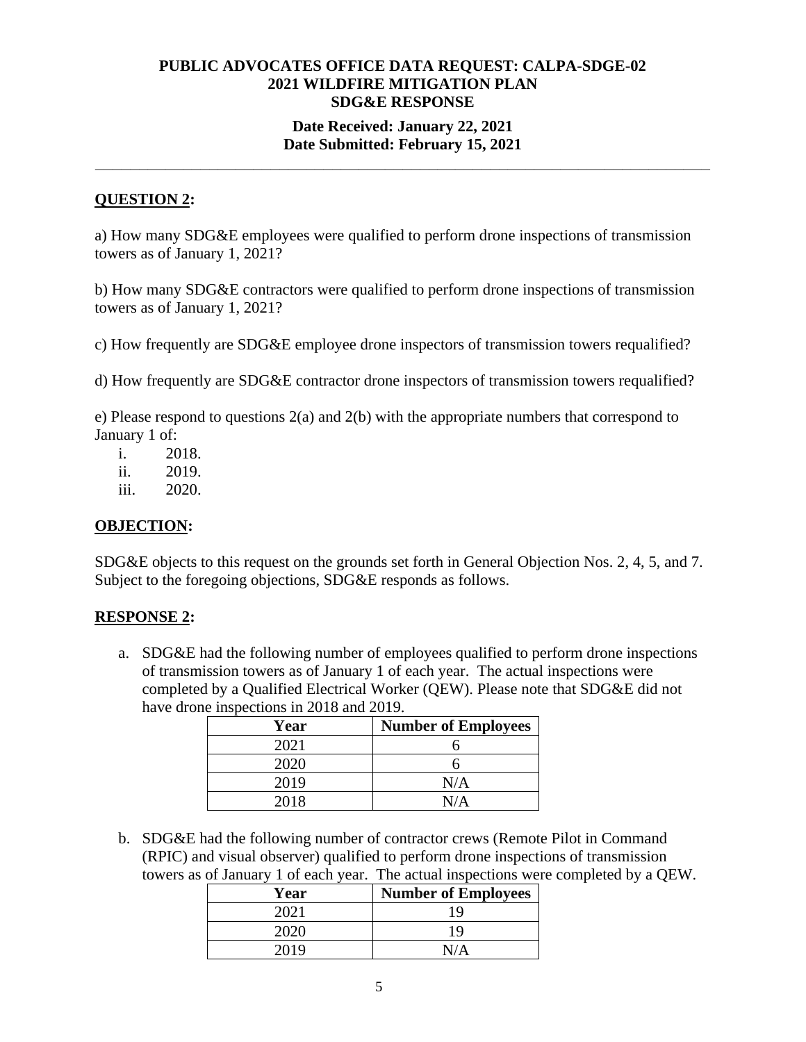**PUBLIC ADVOCATES OFFICE DATA REQUEST: CALPA-SDGE-02**
**2021 WILDFIRE MITIGATION PLAN**
**SDG&E RESPONSE**

**Date Received: January 22, 2021**
**Date Submitted: February 15, 2021**

---

## QUESTION 2:

a) How many SDG&E employees were qualified to perform drone inspections of transmission towers as of January 1, 2021?

b) How many SDG&E contractors were qualified to perform drone inspections of transmission towers as of January 1, 2021?

c) How frequently are SDG&E employee drone inspectors of transmission towers requalified?

d) How frequently are SDG&E contractor drone inspectors of transmission towers requalified?

e) Please respond to questions 2(a) and 2(b) with the appropriate numbers that correspond to January 1 of:

i. 2018.
ii. 2019.
iii. 2020.

## OBJECTION:

SDG&E objects to this request on the grounds set forth in General Objection Nos. 2, 4, 5, and 7. Subject to the foregoing objections, SDG&E responds as follows.

## RESPONSE 2:

a. SDG&E had the following number of employees qualified to perform drone inspections of transmission towers as of January 1 of each year. The actual inspections were completed by a Qualified Electrical Worker (QEW). Please note that SDG&E did not have drone inspections in 2018 and 2019.

| Year | Number of Employees |
|---|---|
| 2021 | 6 |
| 2020 | 6 |
| 2019 | N/A |
| 2018 | N/A |

b. SDG&E had the following number of contractor crews (Remote Pilot in Command (RPIC) and visual observer) qualified to perform drone inspections of transmission towers as of January 1 of each year. The actual inspections were completed by a QEW.

| Year | Number of Employees |
|---|---|
| 2021 | 19 |
| 2020 | 19 |
| 2019 | N/A |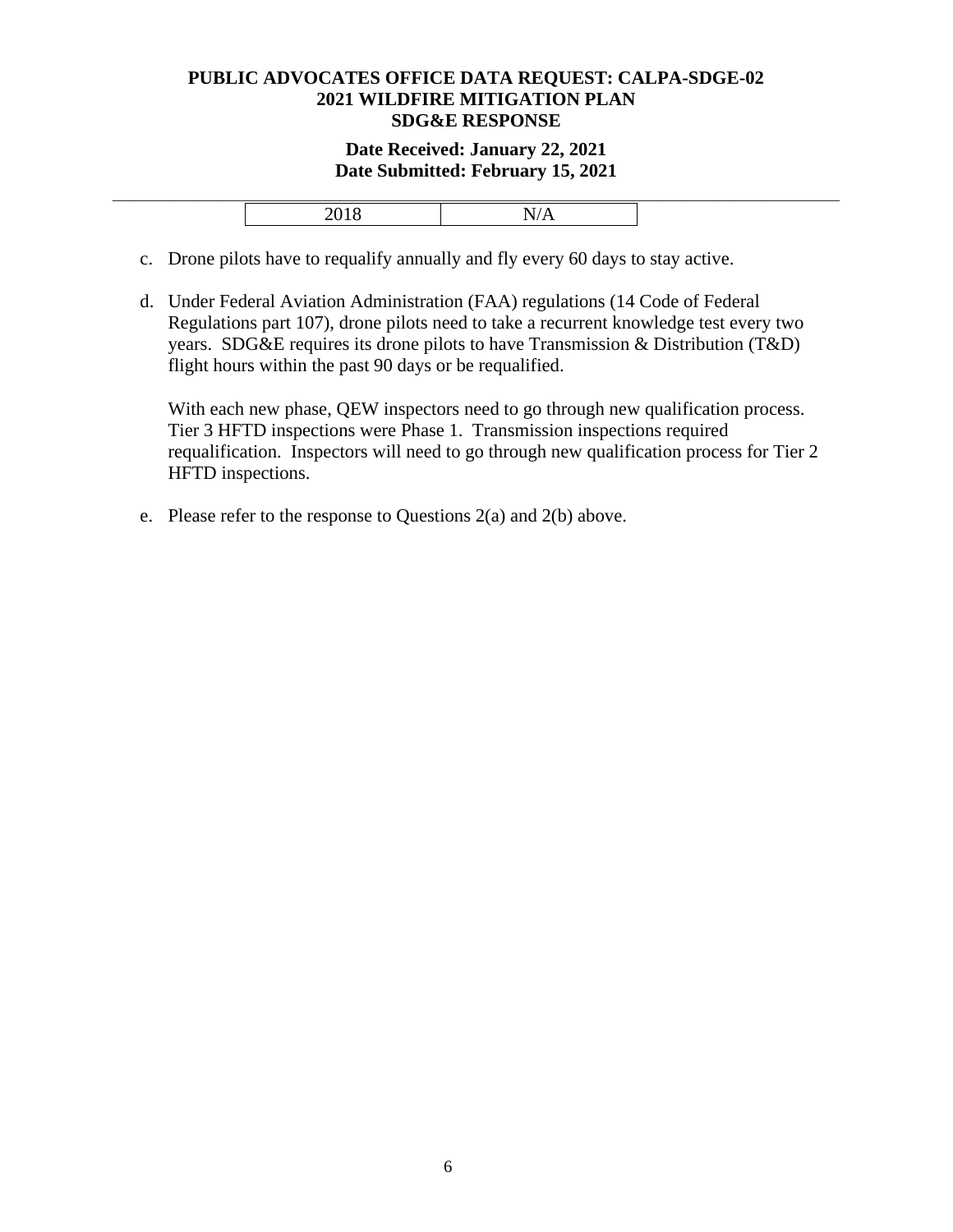| 2018 | N/A |
|---|---|

c. Drone pilots have to requalify annually and fly every 60 days to stay active.

d. Under Federal Aviation Administration (FAA) regulations (14 Code of Federal Regulations part 107), drone pilots need to take a recurrent knowledge test every two years. SDG&E requires its drone pilots to have Transmission & Distribution (T&D) flight hours within the past 90 days or be requalified.

   With each new phase, QEW inspectors need to go through new qualification process. Tier 3 HFTD inspections were Phase 1. Transmission inspections required requalification. Inspectors will need to go through new qualification process for Tier 2 HFTD inspections.

e. Please refer to the response to Questions 2(a) and 2(b) above.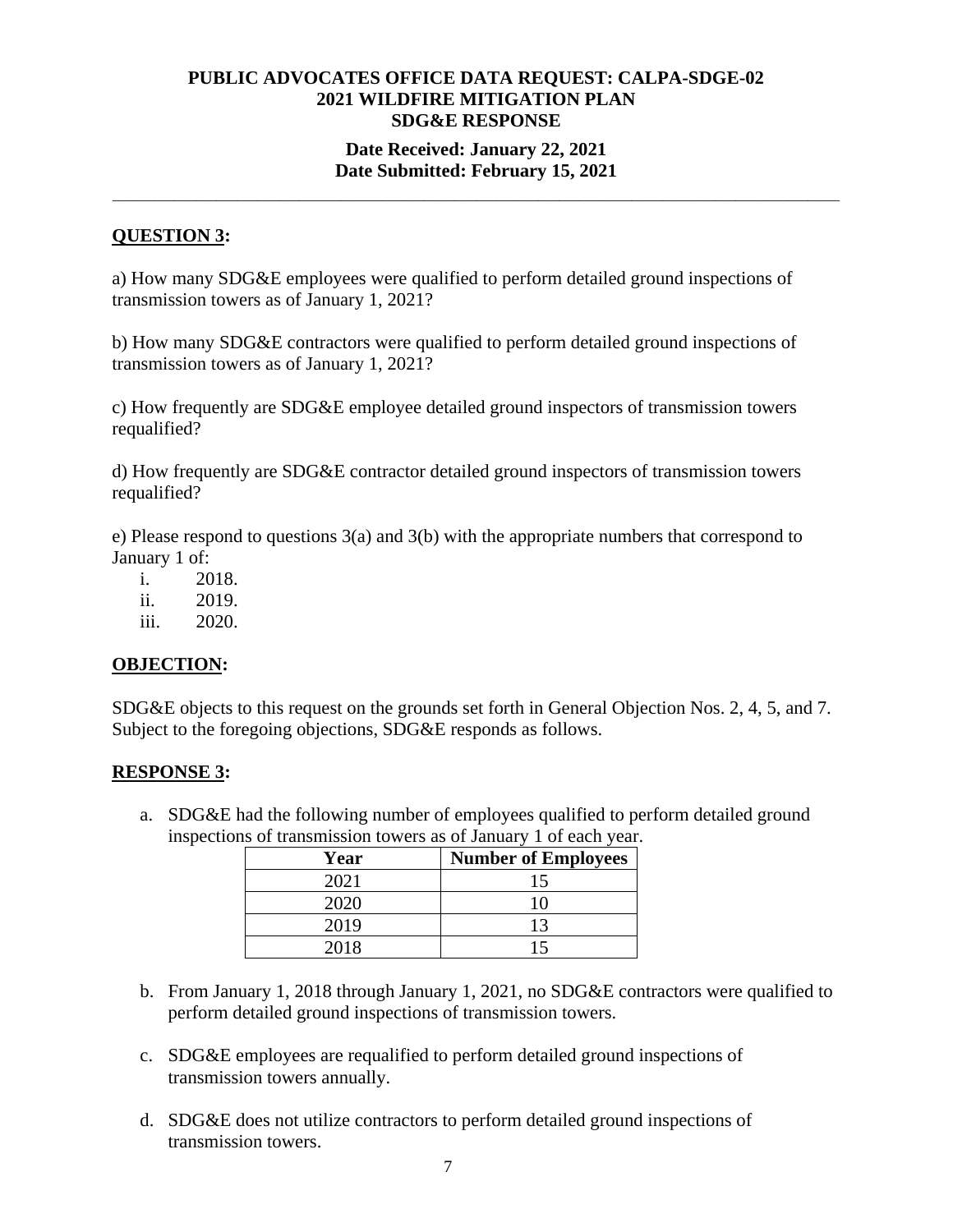**PUBLIC ADVOCATES OFFICE DATA REQUEST: CALPA-SDGE-02**
**2021 WILDFIRE MITIGATION PLAN**
**SDG&E RESPONSE**

**Date Received: January 22, 2021**
**Date Submitted: February 15, 2021**

---

## QUESTION 3:

a) How many SDG&E employees were qualified to perform detailed ground inspections of transmission towers as of January 1, 2021?

b) How many SDG&E contractors were qualified to perform detailed ground inspections of transmission towers as of January 1, 2021?

c) How frequently are SDG&E employee detailed ground inspectors of transmission towers requalified?

d) How frequently are SDG&E contractor detailed ground inspectors of transmission towers requalified?

e) Please respond to questions 3(a) and 3(b) with the appropriate numbers that correspond to January 1 of:

i. 2018.
ii. 2019.
iii. 2020.

## OBJECTION:

SDG&E objects to this request on the grounds set forth in General Objection Nos. 2, 4, 5, and 7. Subject to the foregoing objections, SDG&E responds as follows.

## RESPONSE 3:

a. SDG&E had the following number of employees qualified to perform detailed ground inspections of transmission towers as of January 1 of each year.

| Year | Number of Employees |
|---|---|
| 2021 | 15 |
| 2020 | 10 |
| 2019 | 13 |
| 2018 | 15 |

b. From January 1, 2018 through January 1, 2021, no SDG&E contractors were qualified to perform detailed ground inspections of transmission towers.

c. SDG&E employees are requalified to perform detailed ground inspections of transmission towers annually.

d. SDG&E does not utilize contractors to perform detailed ground inspections of transmission towers.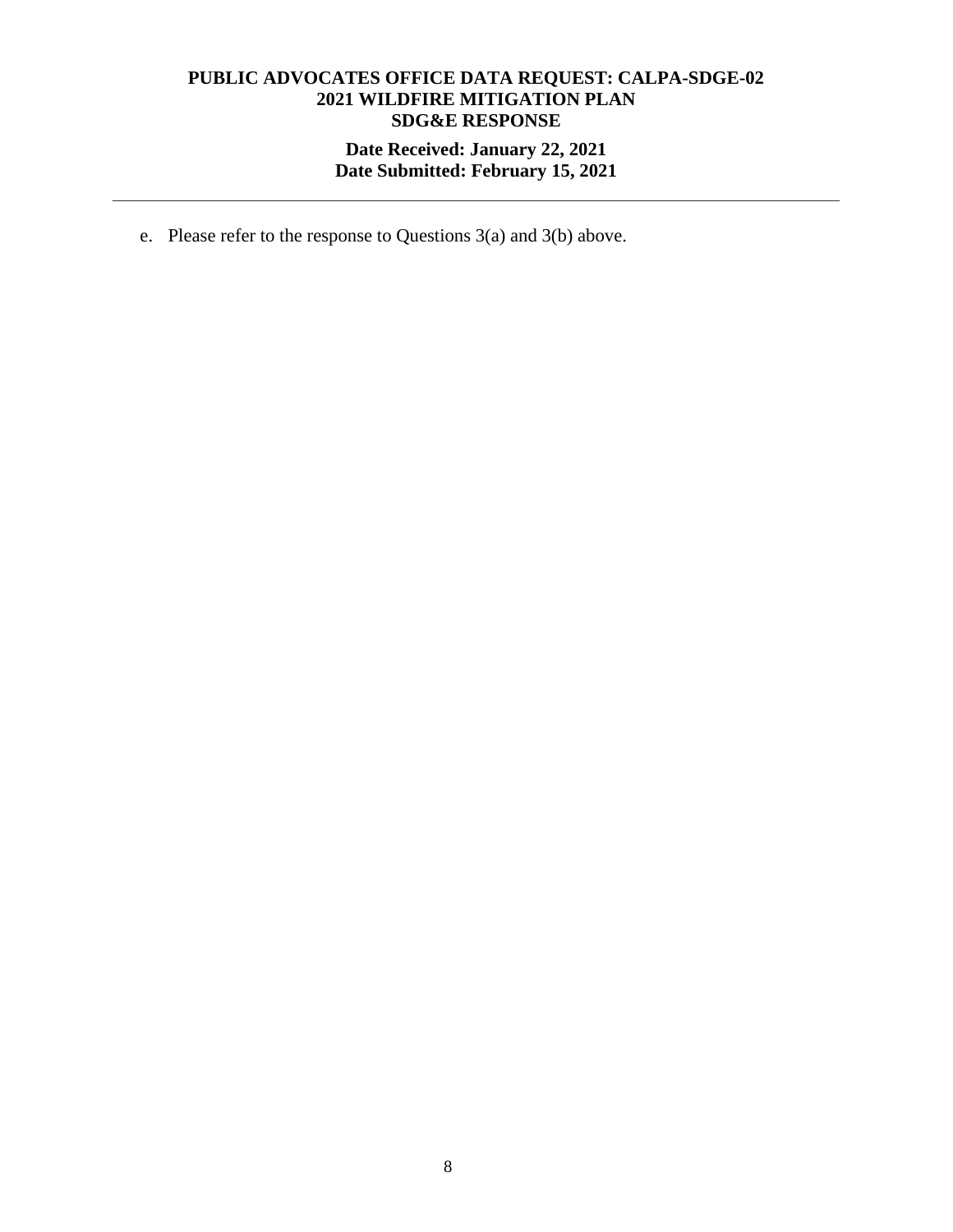e. Please refer to the response to Questions 3(a) and 3(b) above.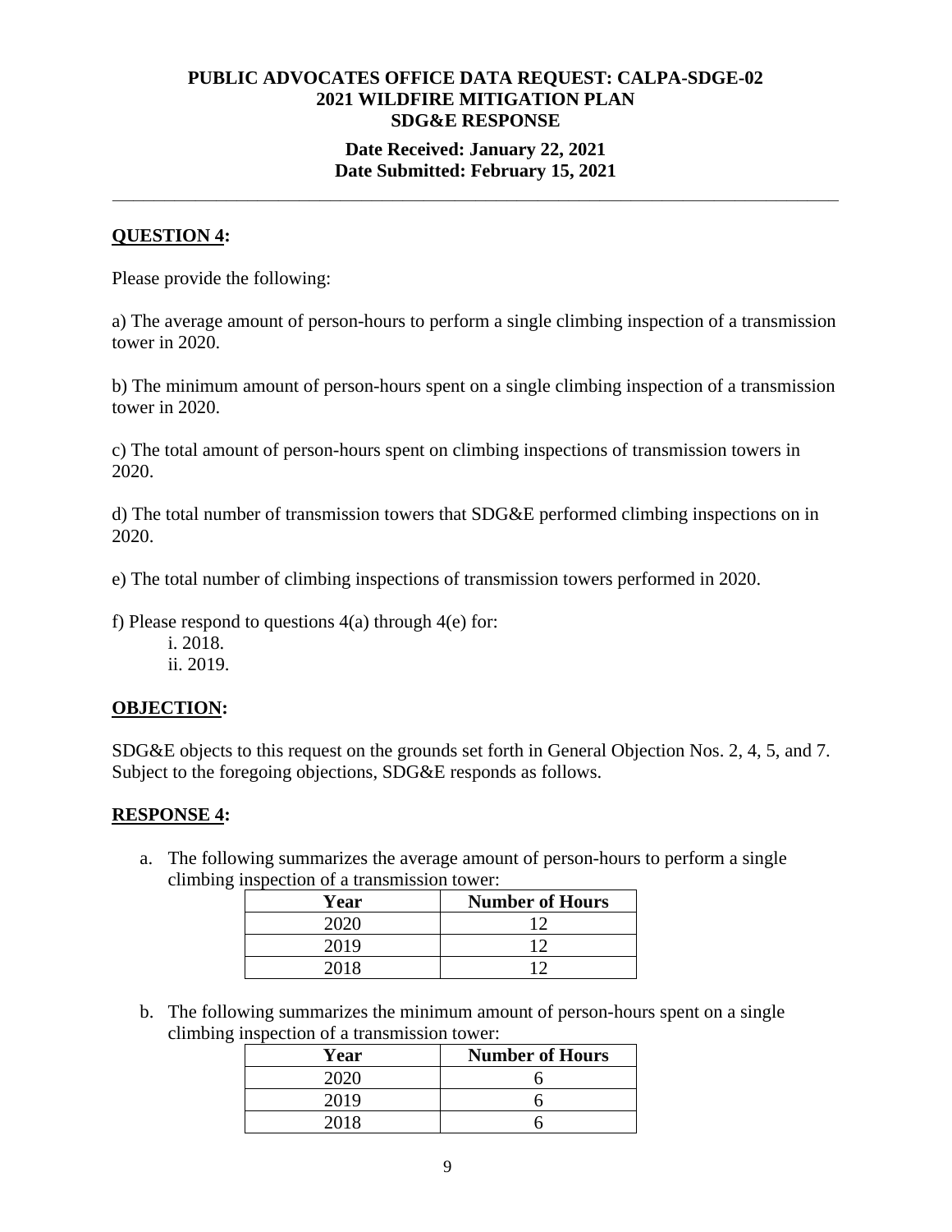**PUBLIC ADVOCATES OFFICE DATA REQUEST: CALPA-SDGE-02**
**2021 WILDFIRE MITIGATION PLAN**
**SDG&E RESPONSE**

**Date Received: January 22, 2021**
**Date Submitted: February 15, 2021**

---

**QUESTION 4:**

Please provide the following:

a) The average amount of person-hours to perform a single climbing inspection of a transmission tower in 2020.

b) The minimum amount of person-hours spent on a single climbing inspection of a transmission tower in 2020.

c) The total amount of person-hours spent on climbing inspections of transmission towers in 2020.

d) The total number of transmission towers that SDG&E performed climbing inspections on in 2020.

e) The total number of climbing inspections of transmission towers performed in 2020.

f) Please respond to questions 4(a) through 4(e) for:
   i. 2018.
   ii. 2019.

**OBJECTION:**

SDG&E objects to this request on the grounds set forth in General Objection Nos. 2, 4, 5, and 7. Subject to the foregoing objections, SDG&E responds as follows.

**RESPONSE 4:**

a. The following summarizes the average amount of person-hours to perform a single climbing inspection of a transmission tower:

| Year | Number of Hours |
|---|---|
| 2020 | 12 |
| 2019 | 12 |
| 2018 | 12 |

b. The following summarizes the minimum amount of person-hours spent on a single climbing inspection of a transmission tower:

| Year | Number of Hours |
|---|---|
| 2020 | 6 |
| 2019 | 6 |
| 2018 | 6 |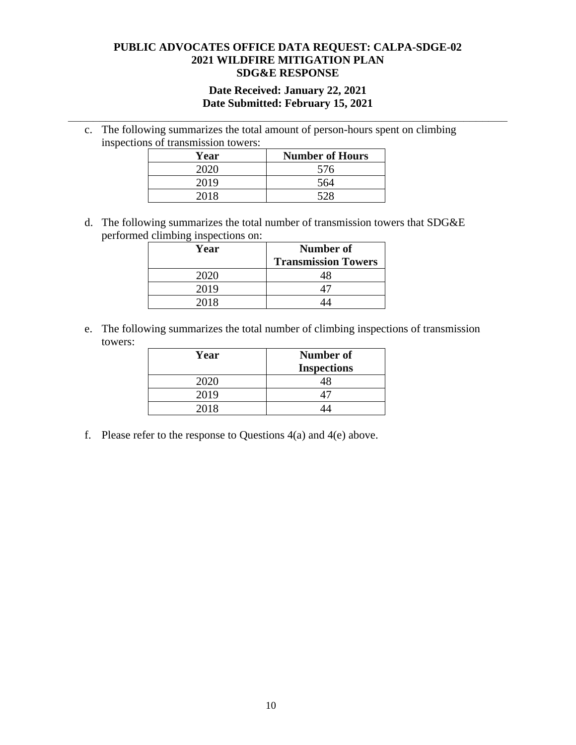c. The following summarizes the total amount of person-hours spent on climbing inspections of transmission towers:

| Year | Number of Hours |
|---|---|
| 2020 | 576 |
| 2019 | 564 |
| 2018 | 528 |

d. The following summarizes the total number of transmission towers that SDG&E performed climbing inspections on:

| Year | Number of Transmission Towers |
|---|---|
| 2020 | 48 |
| 2019 | 47 |
| 2018 | 44 |

e. The following summarizes the total number of climbing inspections of transmission towers:

| Year | Number of Inspections |
|---|---|
| 2020 | 48 |
| 2019 | 47 |
| 2018 | 44 |

f. Please refer to the response to Questions 4(a) and 4(e) above.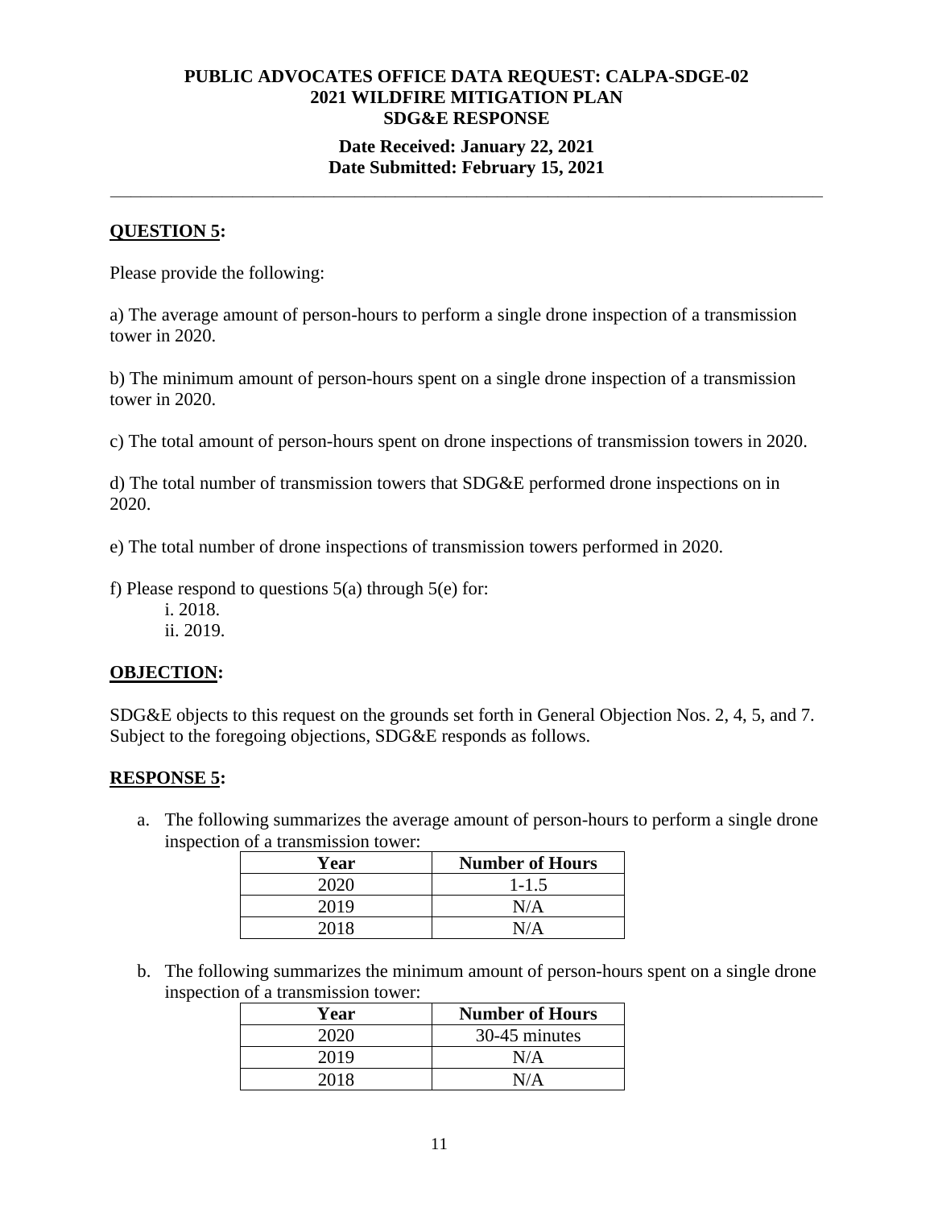**PUBLIC ADVOCATES OFFICE DATA REQUEST: CALPA-SDGE-02**
**2021 WILDFIRE MITIGATION PLAN**
**SDG&E RESPONSE**

**Date Received: January 22, 2021**
**Date Submitted: February 15, 2021**

---

## QUESTION 5:

Please provide the following:

a) The average amount of person-hours to perform a single drone inspection of a transmission tower in 2020.

b) The minimum amount of person-hours spent on a single drone inspection of a transmission tower in 2020.

c) The total amount of person-hours spent on drone inspections of transmission towers in 2020.

d) The total number of transmission towers that SDG&E performed drone inspections on in 2020.

e) The total number of drone inspections of transmission towers performed in 2020.

f) Please respond to questions 5(a) through 5(e) for:
  i. 2018.
  ii. 2019.

## OBJECTION:

SDG&E objects to this request on the grounds set forth in General Objection Nos. 2, 4, 5, and 7. Subject to the foregoing objections, SDG&E responds as follows.

## RESPONSE 5:

a. The following summarizes the average amount of person-hours to perform a single drone inspection of a transmission tower:

| Year | Number of Hours |
|---|---|
| 2020 | 1-1.5 |
| 2019 | N/A |
| 2018 | N/A |

b. The following summarizes the minimum amount of person-hours spent on a single drone inspection of a transmission tower:

| Year | Number of Hours |
|---|---|
| 2020 | 30-45 minutes |
| 2019 | N/A |
| 2018 | N/A |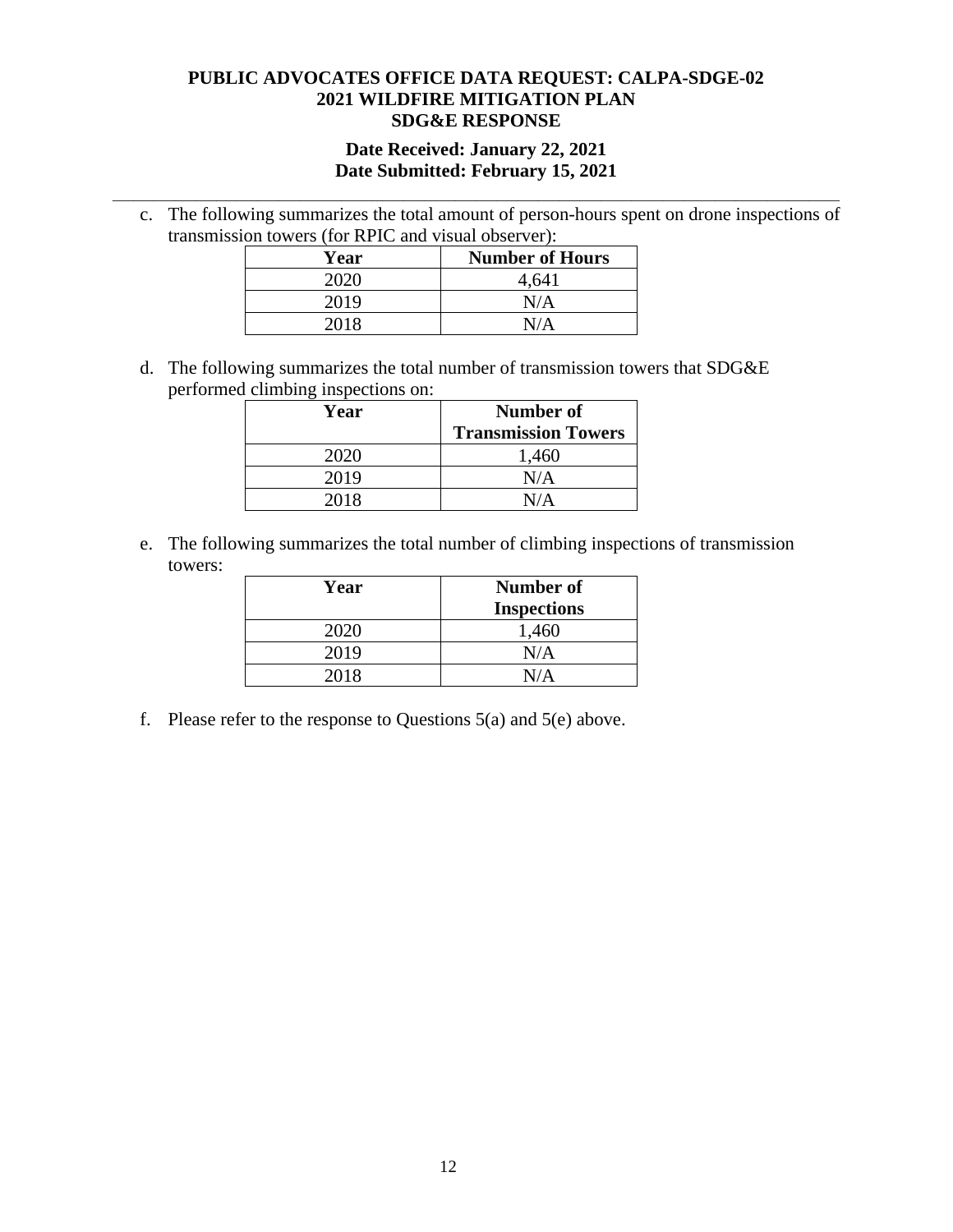c. The following summarizes the total amount of person-hours spent on drone inspections of transmission towers (for RPIC and visual observer):

| Year | Number of Hours |
|---|---|
| 2020 | 4,641 |
| 2019 | N/A |
| 2018 | N/A |

d. The following summarizes the total number of transmission towers that SDG&E performed climbing inspections on:

| Year | Number of Transmission Towers |
|---|---|
| 2020 | 1,460 |
| 2019 | N/A |
| 2018 | N/A |

e. The following summarizes the total number of climbing inspections of transmission towers:

| Year | Number of Inspections |
|---|---|
| 2020 | 1,460 |
| 2019 | N/A |
| 2018 | N/A |

f. Please refer to the response to Questions 5(a) and 5(e) above.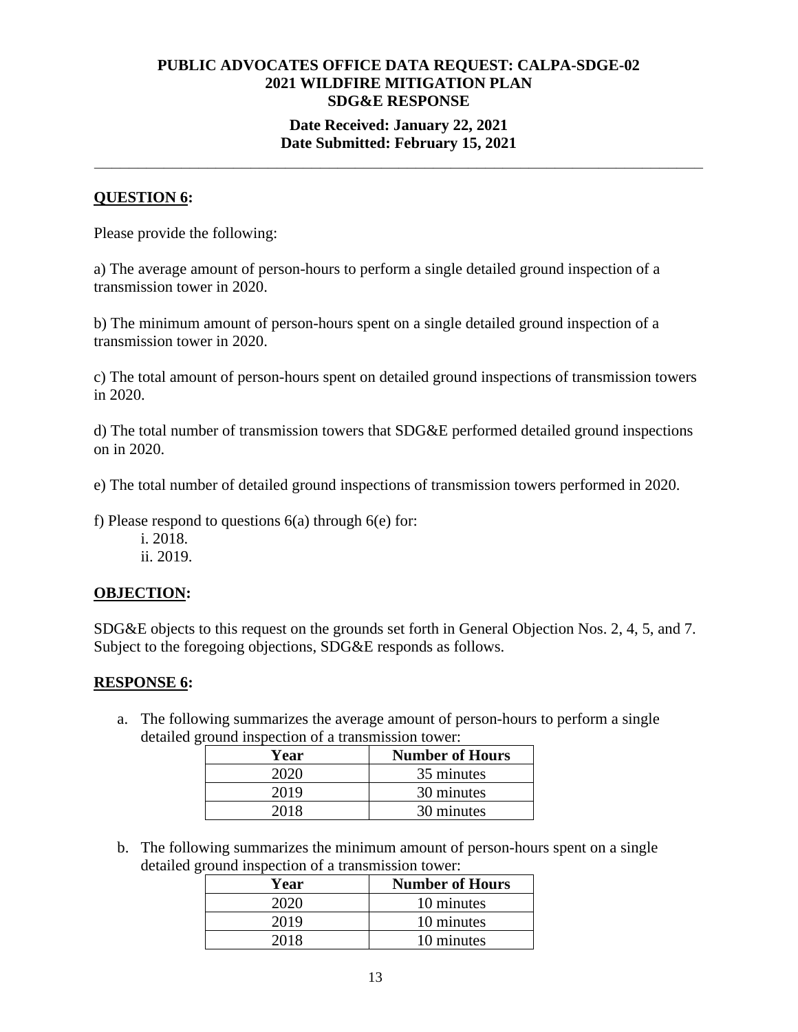**PUBLIC ADVOCATES OFFICE DATA REQUEST: CALPA-SDGE-02**
**2021 WILDFIRE MITIGATION PLAN**
**SDG&E RESPONSE**

**Date Received: January 22, 2021**
**Date Submitted: February 15, 2021**

---

**QUESTION 6:**

Please provide the following:

a) The average amount of person-hours to perform a single detailed ground inspection of a transmission tower in 2020.

b) The minimum amount of person-hours spent on a single detailed ground inspection of a transmission tower in 2020.

c) The total amount of person-hours spent on detailed ground inspections of transmission towers in 2020.

d) The total number of transmission towers that SDG&E performed detailed ground inspections on in 2020.

e) The total number of detailed ground inspections of transmission towers performed in 2020.

f) Please respond to questions 6(a) through 6(e) for:
   i. 2018.
   ii. 2019.

**OBJECTION:**

SDG&E objects to this request on the grounds set forth in General Objection Nos. 2, 4, 5, and 7. Subject to the foregoing objections, SDG&E responds as follows.

**RESPONSE 6:**

a. The following summarizes the average amount of person-hours to perform a single detailed ground inspection of a transmission tower:

| Year | Number of Hours |
|---|---|
| 2020 | 35 minutes |
| 2019 | 30 minutes |
| 2018 | 30 minutes |

b. The following summarizes the minimum amount of person-hours spent on a single detailed ground inspection of a transmission tower:

| Year | Number of Hours |
|---|---|
| 2020 | 10 minutes |
| 2019 | 10 minutes |
| 2018 | 10 minutes |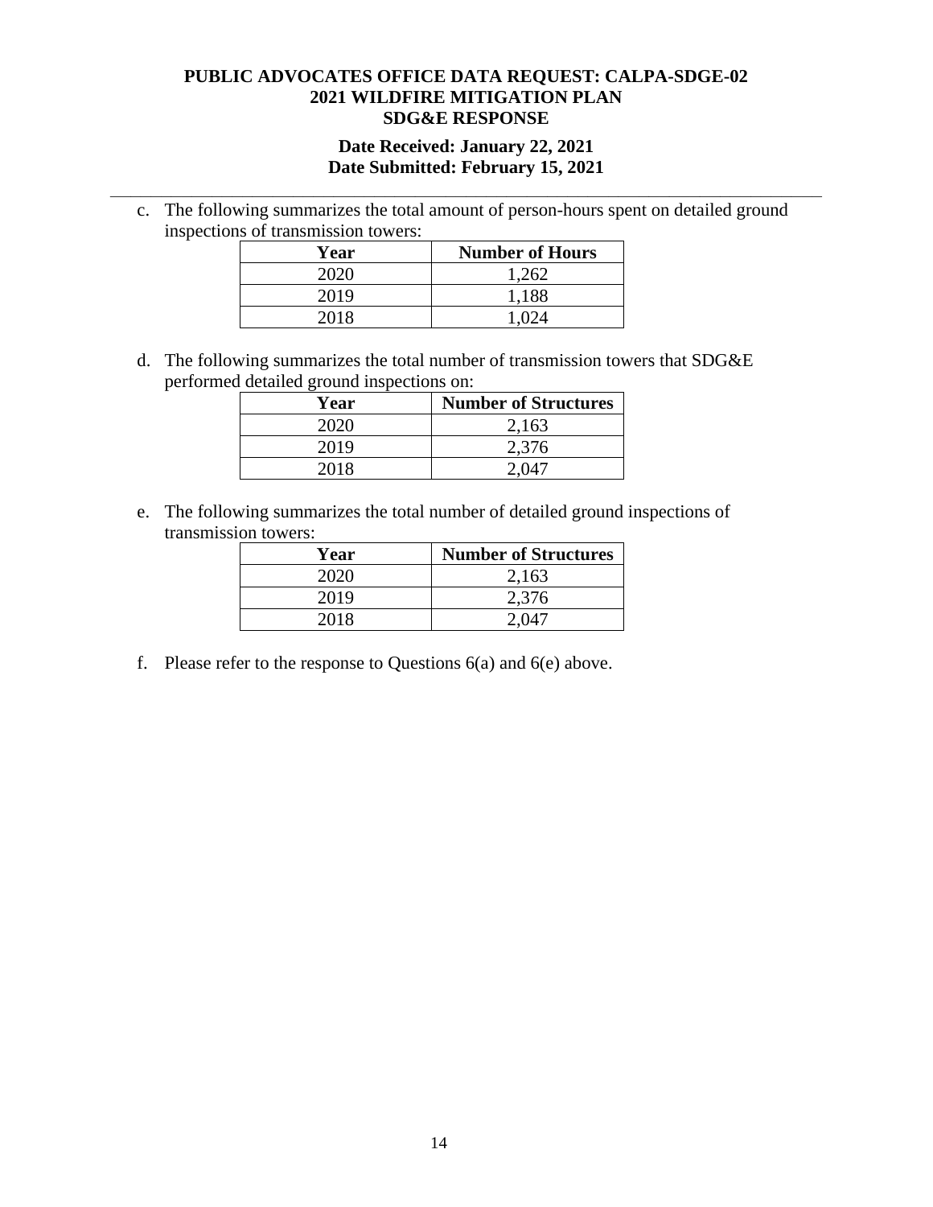**PUBLIC ADVOCATES OFFICE DATA REQUEST: CALPA-SDGE-02**
**2021 WILDFIRE MITIGATION PLAN**
**SDG&E RESPONSE**

**Date Received: January 22, 2021**
**Date Submitted: February 15, 2021**

---

c. The following summarizes the total amount of person-hours spent on detailed ground inspections of transmission towers:

| Year | Number of Hours |
|---|---|
| 2020 | 1,262 |
| 2019 | 1,188 |
| 2018 | 1,024 |

d. The following summarizes the total number of transmission towers that SDG&E performed detailed ground inspections on:

| Year | Number of Structures |
|---|---|
| 2020 | 2,163 |
| 2019 | 2,376 |
| 2018 | 2,047 |

e. The following summarizes the total number of detailed ground inspections of transmission towers:

| Year | Number of Structures |
|---|---|
| 2020 | 2,163 |
| 2019 | 2,376 |
| 2018 | 2,047 |

f. Please refer to the response to Questions 6(a) and 6(e) above.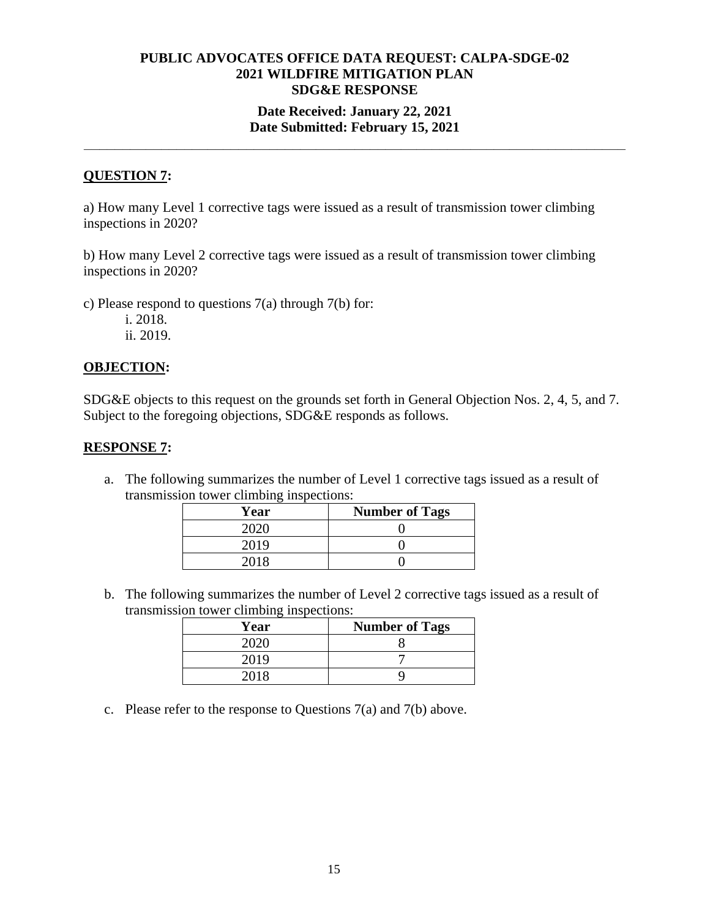**PUBLIC ADVOCATES OFFICE DATA REQUEST: CALPA-SDGE-02**
**2021 WILDFIRE MITIGATION PLAN**
**SDG&E RESPONSE**

**Date Received: January 22, 2021**
**Date Submitted: February 15, 2021**

---

## QUESTION 7:

a) How many Level 1 corrective tags were issued as a result of transmission tower climbing inspections in 2020?

b) How many Level 2 corrective tags were issued as a result of transmission tower climbing inspections in 2020?

c) Please respond to questions 7(a) through 7(b) for:

i. 2018.
ii. 2019.

## OBJECTION:

SDG&E objects to this request on the grounds set forth in General Objection Nos. 2, 4, 5, and 7. Subject to the foregoing objections, SDG&E responds as follows.

## RESPONSE 7:

a. The following summarizes the number of Level 1 corrective tags issued as a result of transmission tower climbing inspections:

| Year | Number of Tags |
|---|---|
| 2020 | 0 |
| 2019 | 0 |
| 2018 | 0 |

b. The following summarizes the number of Level 2 corrective tags issued as a result of transmission tower climbing inspections:

| Year | Number of Tags |
|---|---|
| 2020 | 8 |
| 2019 | 7 |
| 2018 | 9 |

c. Please refer to the response to Questions 7(a) and 7(b) above.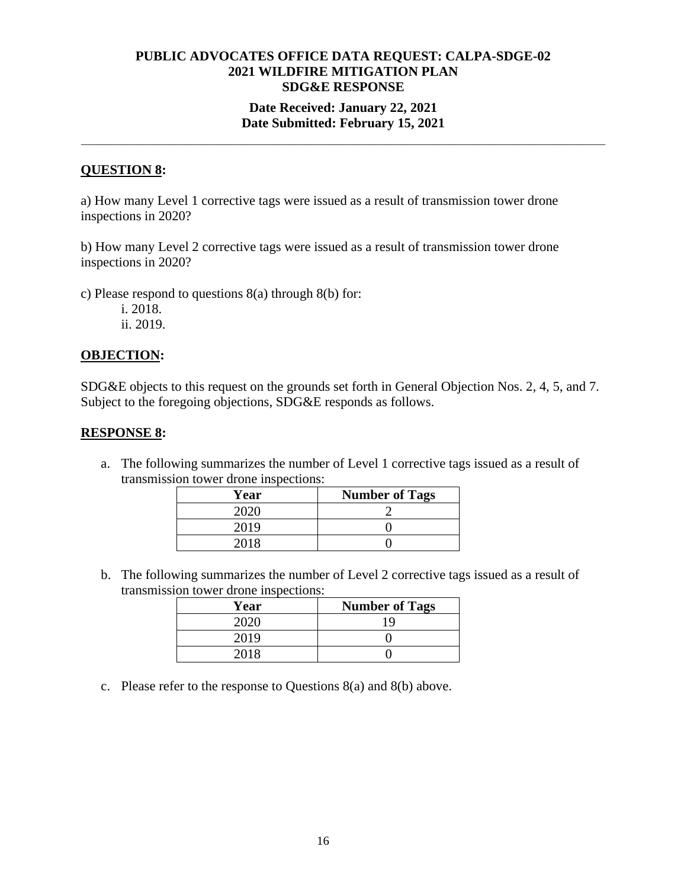**PUBLIC ADVOCATES OFFICE DATA REQUEST: CALPA-SDGE-02**
**2021 WILDFIRE MITIGATION PLAN**
**SDG&E RESPONSE**

**Date Received: January 22, 2021**
**Date Submitted: February 15, 2021**

---

## QUESTION 8:

a) How many Level 1 corrective tags were issued as a result of transmission tower drone inspections in 2020?

b) How many Level 2 corrective tags were issued as a result of transmission tower drone inspections in 2020?

c) Please respond to questions 8(a) through 8(b) for:

i. 2018.
ii. 2019.

## OBJECTION:

SDG&E objects to this request on the grounds set forth in General Objection Nos. 2, 4, 5, and 7. Subject to the foregoing objections, SDG&E responds as follows.

## RESPONSE 8:

a. The following summarizes the number of Level 1 corrective tags issued as a result of transmission tower drone inspections:

| Year | Number of Tags |
|---|---|
| 2020 | 2 |
| 2019 | 0 |
| 2018 | 0 |

b. The following summarizes the number of Level 2 corrective tags issued as a result of transmission tower drone inspections:

| Year | Number of Tags |
|---|---|
| 2020 | 19 |
| 2019 | 0 |
| 2018 | 0 |

c. Please refer to the response to Questions 8(a) and 8(b) above.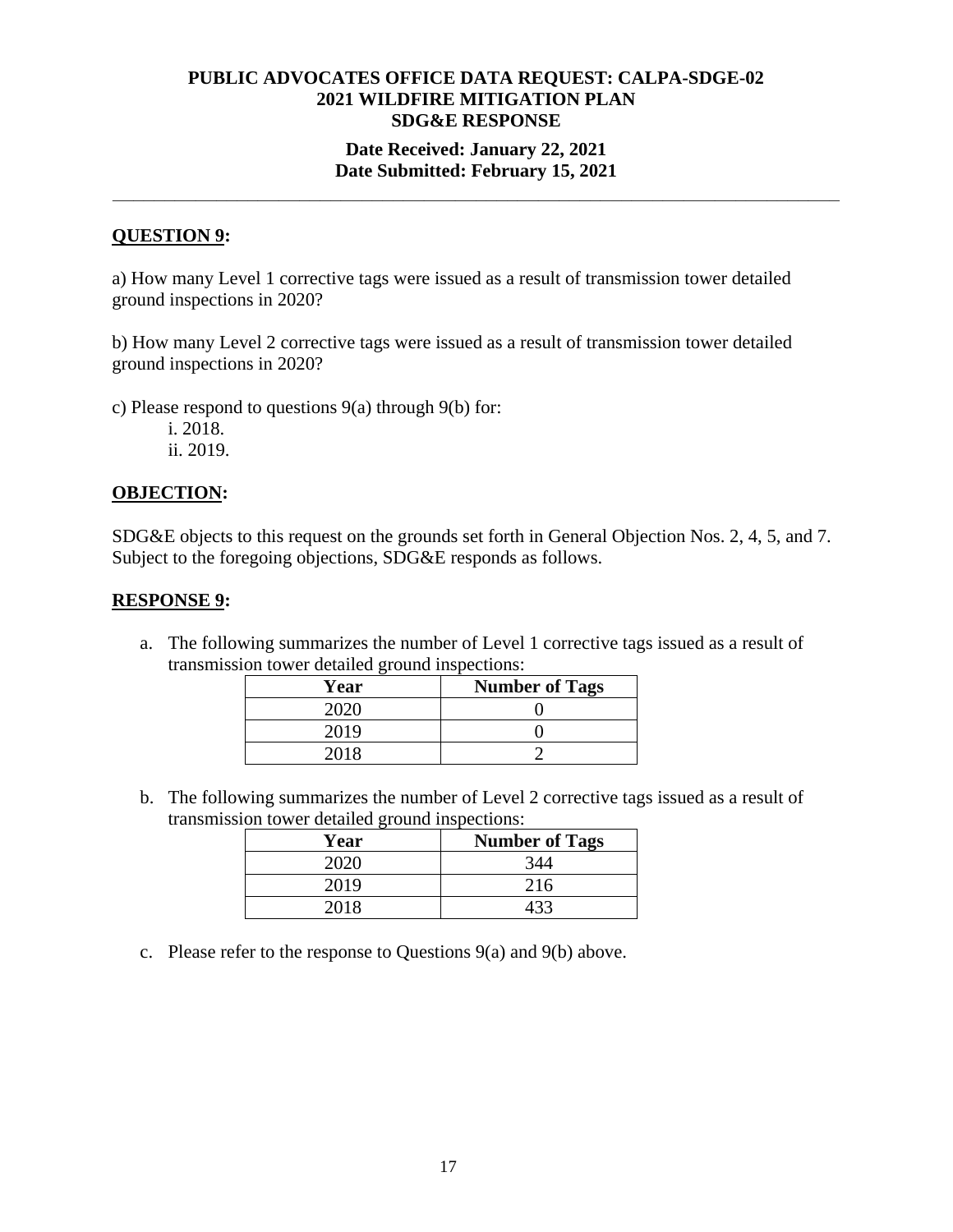**PUBLIC ADVOCATES OFFICE DATA REQUEST: CALPA-SDGE-02**
**2021 WILDFIRE MITIGATION PLAN**
**SDG&E RESPONSE**

**Date Received: January 22, 2021**
**Date Submitted: February 15, 2021**

---

## QUESTION 9:

a) How many Level 1 corrective tags were issued as a result of transmission tower detailed ground inspections in 2020?

b) How many Level 2 corrective tags were issued as a result of transmission tower detailed ground inspections in 2020?

c) Please respond to questions 9(a) through 9(b) for:

   i. 2018.
   ii. 2019.

## OBJECTION:

SDG&E objects to this request on the grounds set forth in General Objection Nos. 2, 4, 5, and 7. Subject to the foregoing objections, SDG&E responds as follows.

## RESPONSE 9:

a. The following summarizes the number of Level 1 corrective tags issued as a result of transmission tower detailed ground inspections:

| Year | Number of Tags |
|---|---|
| 2020 | 0 |
| 2019 | 0 |
| 2018 | 2 |

b. The following summarizes the number of Level 2 corrective tags issued as a result of transmission tower detailed ground inspections:

| Year | Number of Tags |
|---|---|
| 2020 | 344 |
| 2019 | 216 |
| 2018 | 433 |

c. Please refer to the response to Questions 9(a) and 9(b) above.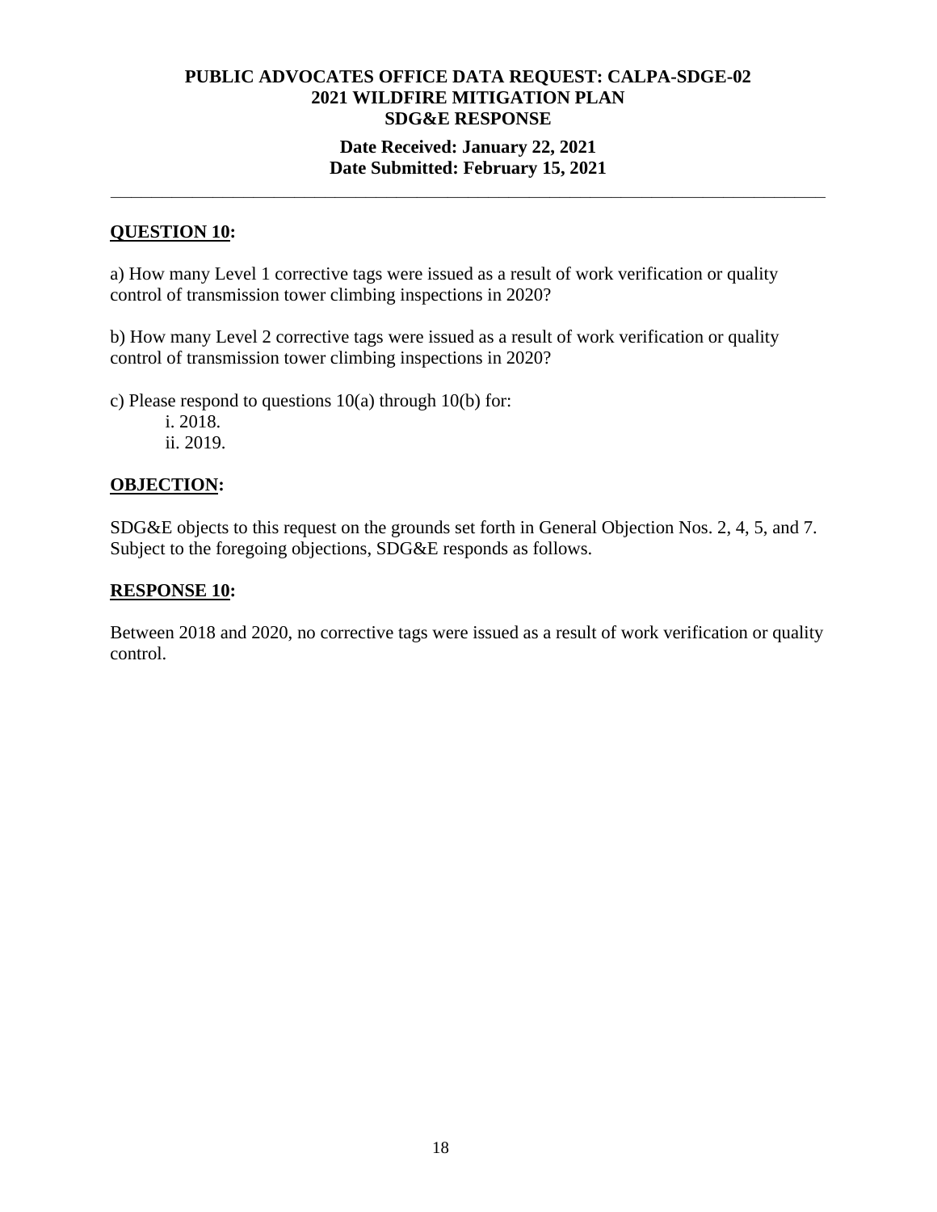**PUBLIC ADVOCATES OFFICE DATA REQUEST: CALPA-SDGE-02**
**2021 WILDFIRE MITIGATION PLAN**
**SDG&E RESPONSE**

**Date Received: January 22, 2021**
**Date Submitted: February 15, 2021**

---

**QUESTION 10:**

a) How many Level 1 corrective tags were issued as a result of work verification or quality control of transmission tower climbing inspections in 2020?

b) How many Level 2 corrective tags were issued as a result of work verification or quality control of transmission tower climbing inspections in 2020?

c) Please respond to questions 10(a) through 10(b) for:

i. 2018.

ii. 2019.

**OBJECTION:**

SDG&E objects to this request on the grounds set forth in General Objection Nos. 2, 4, 5, and 7. Subject to the foregoing objections, SDG&E responds as follows.

**RESPONSE 10:**

Between 2018 and 2020, no corrective tags were issued as a result of work verification or quality control.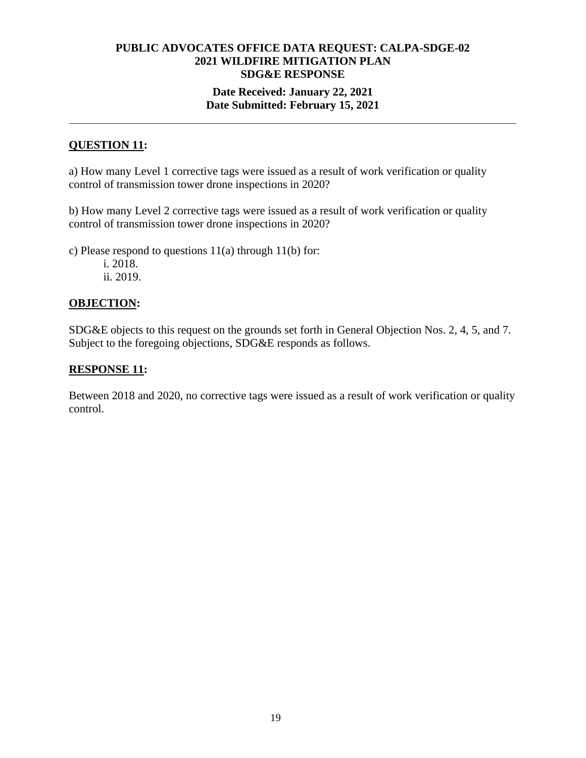**PUBLIC ADVOCATES OFFICE DATA REQUEST: CALPA-SDGE-02**
**2021 WILDFIRE MITIGATION PLAN**
**SDG&E RESPONSE**

**Date Received: January 22, 2021**
**Date Submitted: February 15, 2021**

---

**QUESTION 11:**

a) How many Level 1 corrective tags were issued as a result of work verification or quality control of transmission tower drone inspections in 2020?

b) How many Level 2 corrective tags were issued as a result of work verification or quality control of transmission tower drone inspections in 2020?

c) Please respond to questions 11(a) through 11(b) for:
   i. 2018.
   ii. 2019.

**OBJECTION:**

SDG&E objects to this request on the grounds set forth in General Objection Nos. 2, 4, 5, and 7. Subject to the foregoing objections, SDG&E responds as follows.

**RESPONSE 11:**

Between 2018 and 2020, no corrective tags were issued as a result of work verification or quality control.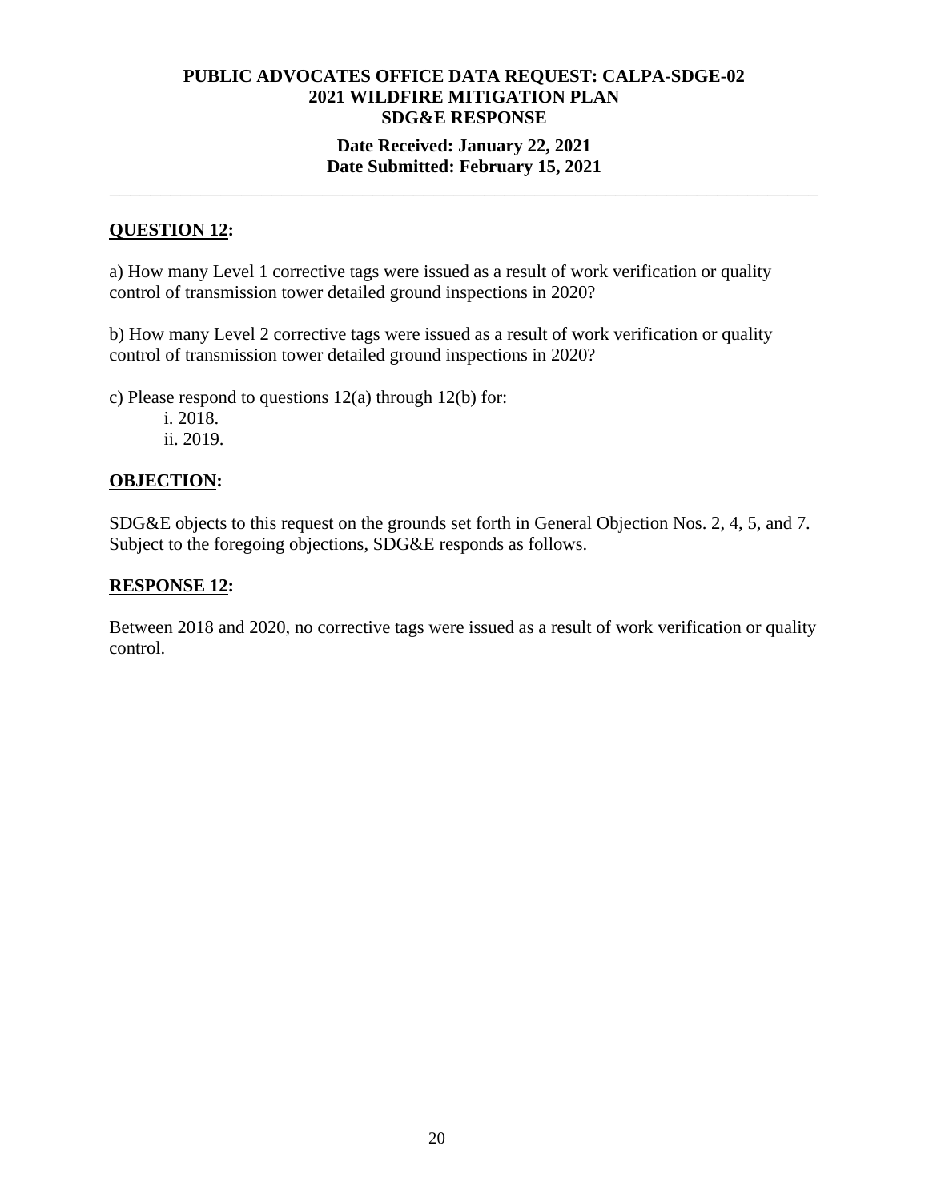**PUBLIC ADVOCATES OFFICE DATA REQUEST: CALPA-SDGE-02**
**2021 WILDFIRE MITIGATION PLAN**
**SDG&E RESPONSE**

**Date Received: January 22, 2021**
**Date Submitted: February 15, 2021**

---

## QUESTION 12:

a) How many Level 1 corrective tags were issued as a result of work verification or quality control of transmission tower detailed ground inspections in 2020?

b) How many Level 2 corrective tags were issued as a result of work verification or quality control of transmission tower detailed ground inspections in 2020?

c) Please respond to questions 12(a) through 12(b) for:

  i. 2018.
  ii. 2019.

## OBJECTION:

SDG&E objects to this request on the grounds set forth in General Objection Nos. 2, 4, 5, and 7. Subject to the foregoing objections, SDG&E responds as follows.

## RESPONSE 12:

Between 2018 and 2020, no corrective tags were issued as a result of work verification or quality control.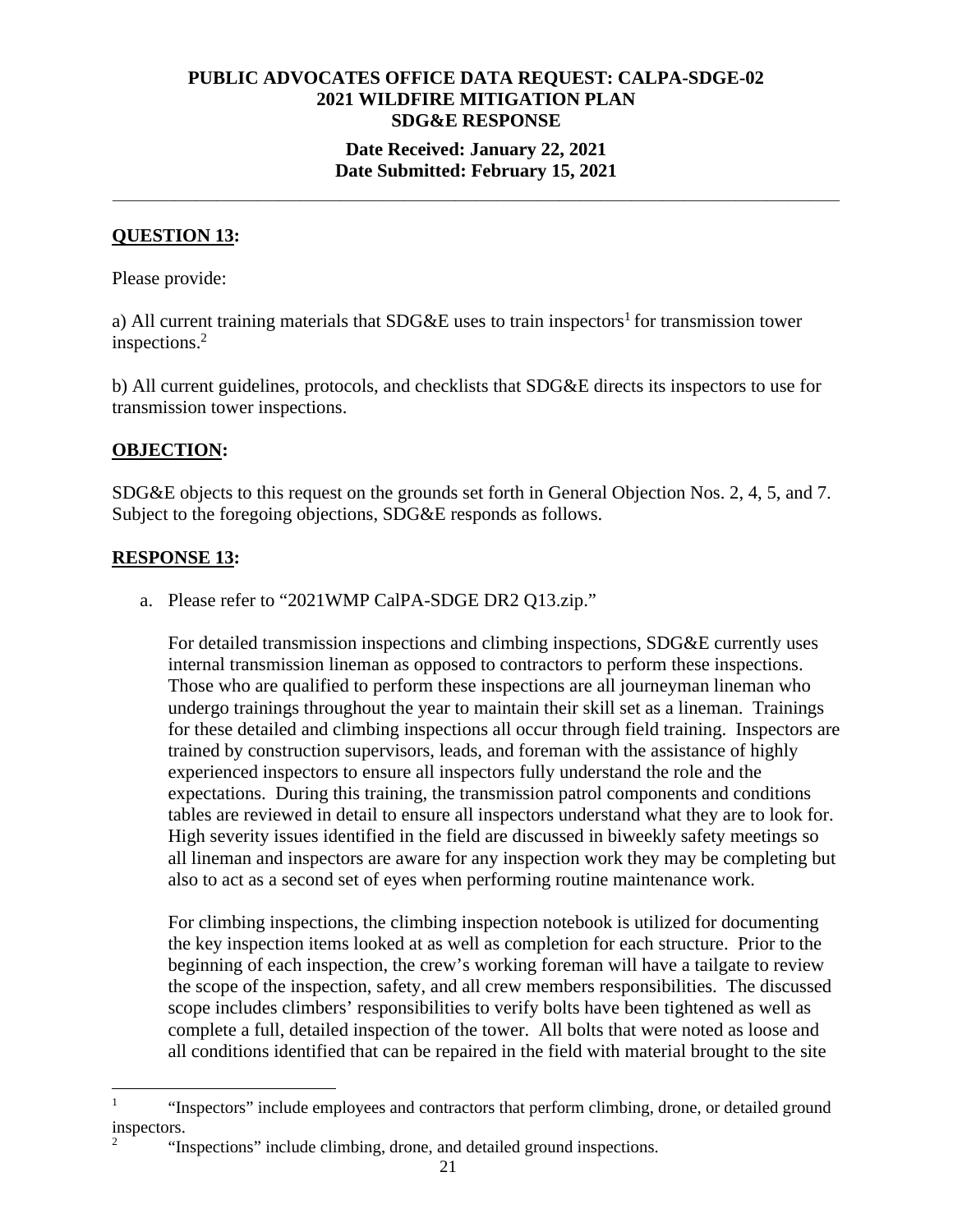**PUBLIC ADVOCATES OFFICE DATA REQUEST: CALPA-SDGE-02**
**2021 WILDFIRE MITIGATION PLAN**
**SDG&E RESPONSE**

**Date Received: January 22, 2021**
**Date Submitted: February 15, 2021**

---

**QUESTION 13:**

Please provide:

a) All current training materials that SDG&E uses to train inspectors[1] for transmission tower inspections.[2]

b) All current guidelines, protocols, and checklists that SDG&E directs its inspectors to use for transmission tower inspections.

**OBJECTION:**

SDG&E objects to this request on the grounds set forth in General Objection Nos. 2, 4, 5, and 7. Subject to the foregoing objections, SDG&E responds as follows.

**RESPONSE 13:**

a. Please refer to "2021WMP CalPA-SDGE DR2 Q13.zip."

For detailed transmission inspections and climbing inspections, SDG&E currently uses internal transmission lineman as opposed to contractors to perform these inspections. Those who are qualified to perform these inspections are all journeyman lineman who undergo trainings throughout the year to maintain their skill set as a lineman. Trainings for these detailed and climbing inspections all occur through field training. Inspectors are trained by construction supervisors, leads, and foreman with the assistance of highly experienced inspectors to ensure all inspectors fully understand the role and the expectations. During this training, the transmission patrol components and conditions tables are reviewed in detail to ensure all inspectors understand what they are to look for. High severity issues identified in the field are discussed in biweekly safety meetings so all lineman and inspectors are aware for any inspection work they may be completing but also to act as a second set of eyes when performing routine maintenance work.

For climbing inspections, the climbing inspection notebook is utilized for documenting the key inspection items looked at as well as completion for each structure. Prior to the beginning of each inspection, the crew's working foreman will have a tailgate to review the scope of the inspection, safety, and all crew members responsibilities. The discussed scope includes climbers' responsibilities to verify bolts have been tightened as well as complete a full, detailed inspection of the tower. All bolts that were noted as loose and all conditions identified that can be repaired in the field with material brought to the site

---

[1] "Inspectors" include employees and contractors that perform climbing, drone, or detailed ground inspectors.

[2] "Inspections" include climbing, drone, and detailed ground inspections.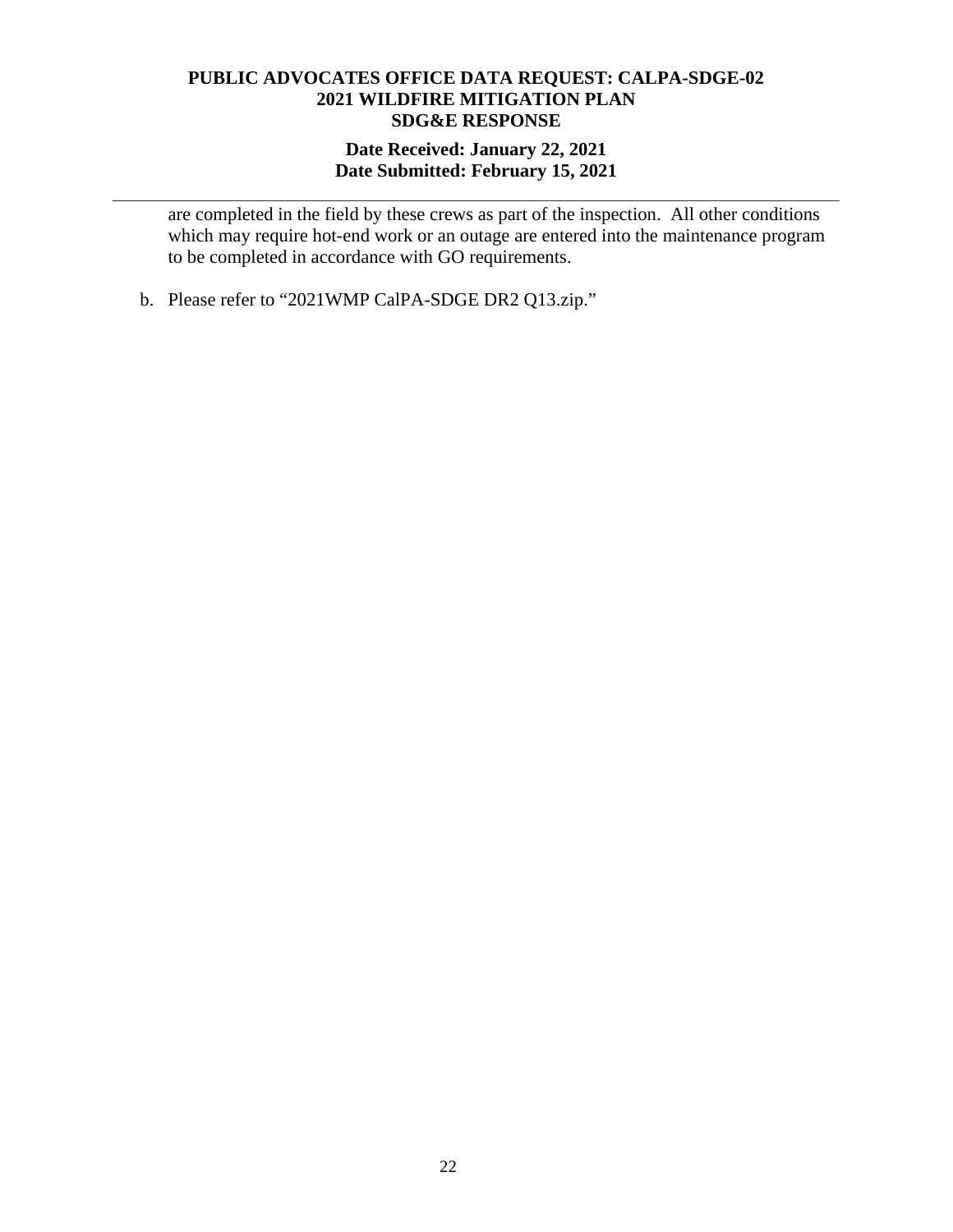are completed in the field by these crews as part of the inspection. All other conditions which may require hot-end work or an outage are entered into the maintenance program to be completed in accordance with GO requirements.

b. Please refer to "2021WMP CalPA-SDGE DR2 Q13.zip."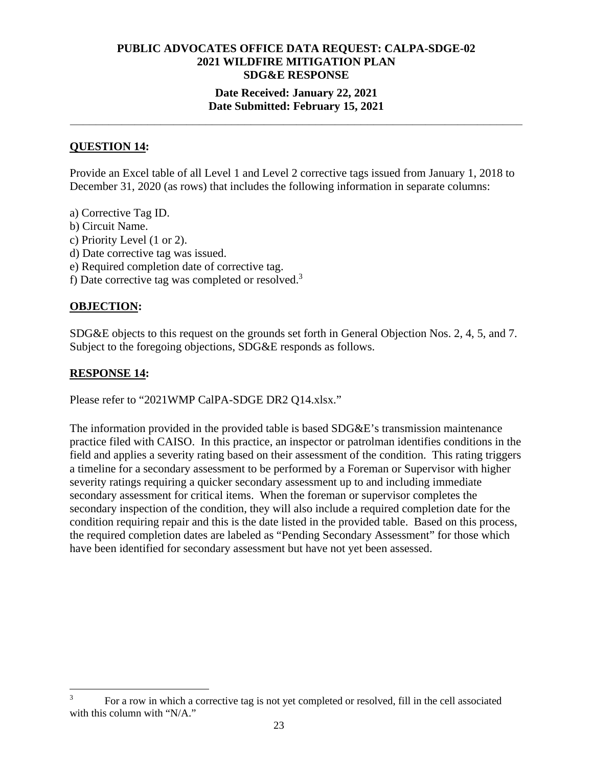**PUBLIC ADVOCATES OFFICE DATA REQUEST: CALPA-SDGE-02**
**2021 WILDFIRE MITIGATION PLAN**
**SDG&E RESPONSE**

**Date Received: January 22, 2021**
**Date Submitted: February 15, 2021**

---

## QUESTION 14:

Provide an Excel table of all Level 1 and Level 2 corrective tags issued from January 1, 2018 to December 31, 2020 (as rows) that includes the following information in separate columns:

a) Corrective Tag ID.
b) Circuit Name.
c) Priority Level (1 or 2).
d) Date corrective tag was issued.
e) Required completion date of corrective tag.
f) Date corrective tag was completed or resolved.[3]

## OBJECTION:

SDG&E objects to this request on the grounds set forth in General Objection Nos. 2, 4, 5, and 7. Subject to the foregoing objections, SDG&E responds as follows.

## RESPONSE 14:

Please refer to "2021WMP CalPA-SDGE DR2 Q14.xlsx."

The information provided in the provided table is based SDG&E's transmission maintenance practice filed with CAISO. In this practice, an inspector or patrolman identifies conditions in the field and applies a severity rating based on their assessment of the condition. This rating triggers a timeline for a secondary assessment to be performed by a Foreman or Supervisor with higher severity ratings requiring a quicker secondary assessment up to and including immediate secondary assessment for critical items. When the foreman or supervisor completes the secondary inspection of the condition, they will also include a required completion date for the condition requiring repair and this is the date listed in the provided table. Based on this process, the required completion dates are labeled as "Pending Secondary Assessment" for those which have been identified for secondary assessment but have not yet been assessed.

---

[3] For a row in which a corrective tag is not yet completed or resolved, fill in the cell associated with this column with "N/A."